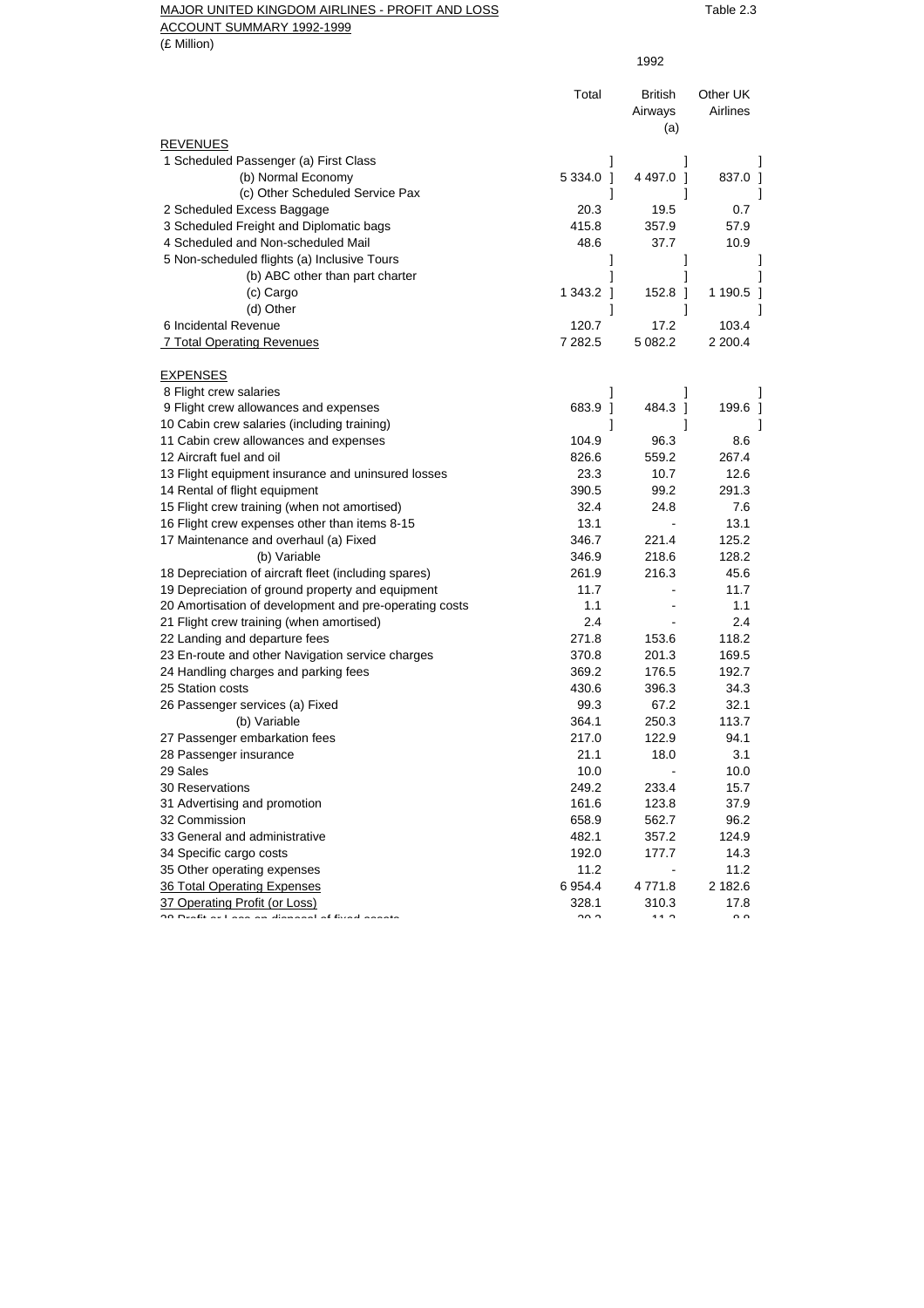MAJOR UNITED KINGDOM AIRLINES - PROFIT AND LOSS ACCOUNT SUMMARY 1992-1999

Table 2.3

(£ Million)

| | 1992 | | |
|---|---|---|---|
| | Total | British Airways (a) | Other UK Airlines |
| REVENUES | | | |
| 1 Scheduled Passenger (a) First Class | ] | ] | ] |
| (b) Normal Economy | 5 334.0 ] | 4 497.0 ] | 837.0 ] |
| (c) Other Scheduled Service Pax | ] | ] | ] |
| 2 Scheduled Excess Baggage | 20.3 | 19.5 | 0.7 |
| 3 Scheduled Freight and Diplomatic bags | 415.8 | 357.9 | 57.9 |
| 4 Scheduled and Non-scheduled Mail | 48.6 | 37.7 | 10.9 |
| 5 Non-scheduled flights (a) Inclusive Tours | ] | ] | ] |
| (b) ABC other than part charter | ] | ] | ] |
| (c) Cargo | 1 343.2 ] | 152.8 ] | 1 190.5 ] |
| (d) Other | ] | ] | ] |
| 6 Incidental Revenue | 120.7 | 17.2 | 103.4 |
| 7 Total Operating Revenues | 7 282.5 | 5 082.2 | 2 200.4 |
| EXPENSES | | | |
| 8 Flight crew salaries | ] | ] | ] |
| 9 Flight crew allowances and expenses | 683.9 ] | 484.3 ] | 199.6 ] |
| 10 Cabin crew salaries (including training) | ] | ] | ] |
| 11 Cabin crew allowances and expenses | 104.9 | 96.3 | 8.6 |
| 12 Aircraft fuel and oil | 826.6 | 559.2 | 267.4 |
| 13 Flight equipment insurance and uninsured losses | 23.3 | 10.7 | 12.6 |
| 14 Rental of flight equipment | 390.5 | 99.2 | 291.3 |
| 15 Flight crew training (when not amortised) | 32.4 | 24.8 | 7.6 |
| 16 Flight crew expenses other than items 8-15 | 13.1 | - | 13.1 |
| 17 Maintenance and overhaul (a) Fixed | 346.7 | 221.4 | 125.2 |
| (b) Variable | 346.9 | 218.6 | 128.2 |
| 18 Depreciation of aircraft fleet (including spares) | 261.9 | 216.3 | 45.6 |
| 19 Depreciation of ground property and equipment | 11.7 | - | 11.7 |
| 20 Amortisation of development and pre-operating costs | 1.1 | - | 1.1 |
| 21 Flight crew training (when amortised) | 2.4 | - | 2.4 |
| 22 Landing and departure fees | 271.8 | 153.6 | 118.2 |
| 23 En-route and other Navigation service charges | 370.8 | 201.3 | 169.5 |
| 24 Handling charges and parking fees | 369.2 | 176.5 | 192.7 |
| 25 Station costs | 430.6 | 396.3 | 34.3 |
| 26 Passenger services (a) Fixed | 99.3 | 67.2 | 32.1 |
| (b) Variable | 364.1 | 250.3 | 113.7 |
| 27 Passenger embarkation fees | 217.0 | 122.9 | 94.1 |
| 28 Passenger insurance | 21.1 | 18.0 | 3.1 |
| 29 Sales | 10.0 | - | 10.0 |
| 30 Reservations | 249.2 | 233.4 | 15.7 |
| 31 Advertising and promotion | 161.6 | 123.8 | 37.9 |
| 32 Commission | 658.9 | 562.7 | 96.2 |
| 33 General and administrative | 482.1 | 357.2 | 124.9 |
| 34 Specific cargo costs | 192.0 | 177.7 | 14.3 |
| 35 Other operating expenses | 11.2 | - | 11.2 |
| 36 Total Operating Expenses | 6 954.4 | 4 771.8 | 2 182.6 |
| 37 Operating Profit (or Loss) | 328.1 | 310.3 | 17.8 |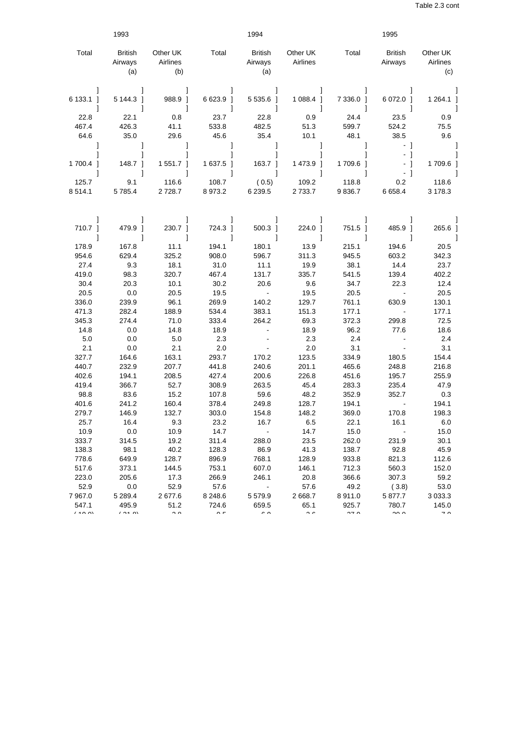Table 2.3 cont

| 1993 | | | 1994 | | | 1995 | | |
|---|---|---|---|---|---|---|---|---|
| Total | British Airways (a) | Other UK Airlines (b) | Total | British Airways (a) | Other UK Airlines | Total | British Airways | Other UK Airlines (c) |
| 6 133.1 ] | 5 144.3 ] | 988.9 ] | 6 623.9 ] | 5 535.6 ] | 1 088.4 ] | 7 336.0 ] | 6 072.0 ] | 1 264.1 ] |
| 22.8 | 22.1 | 0.8 | 23.7 | 22.8 | 0.9 | 24.4 | 23.5 | 0.9 |
| 467.4 | 426.3 | 41.1 | 533.8 | 482.5 | 51.3 | 599.7 | 524.2 | 75.5 |
| 64.6 | 35.0 | 29.6 | 45.6 | 35.4 | 10.1 | 48.1 | 38.5 | 9.6 |
| 1 700.4 ] | 148.7 ] | 1 551.7 ] | 1 637.5 ] | 163.7 ] | 1 473.9 ] | 1 709.6 ] | - ] | 1 709.6 ] |
| 125.7 | 9.1 | 116.6 | 108.7 | ( 0.5) | 109.2 | 118.8 | 0.2 | 118.6 |
| 8 514.1 | 5 785.4 | 2 728.7 | 8 973.2 | 6 239.5 | 2 733.7 | 9 836.7 | 6 658.4 | 3 178.3 |
| | | | | | | | | |
| 710.7 ] | 479.9 ] | 230.7 ] | 724.3 ] | 500.3 ] | 224.0 ] | 751.5 ] | 485.9 ] | 265.6 ] |
| 178.9 | 167.8 | 11.1 | 194.1 | 180.1 | 13.9 | 215.1 | 194.6 | 20.5 |
| 954.6 | 629.4 | 325.2 | 908.0 | 596.7 | 311.3 | 945.5 | 603.2 | 342.3 |
| 27.4 | 9.3 | 18.1 | 31.0 | 11.1 | 19.9 | 38.1 | 14.4 | 23.7 |
| 419.0 | 98.3 | 320.7 | 467.4 | 131.7 | 335.7 | 541.5 | 139.4 | 402.2 |
| 30.4 | 20.3 | 10.1 | 30.2 | 20.6 | 9.6 | 34.7 | 22.3 | 12.4 |
| 20.5 | 0.0 | 20.5 | 19.5 | - | 19.5 | 20.5 | - | 20.5 |
| 336.0 | 239.9 | 96.1 | 269.9 | 140.2 | 129.7 | 761.1 | 630.9 | 130.1 |
| 471.3 | 282.4 | 188.9 | 534.4 | 383.1 | 151.3 | 177.1 | - | 177.1 |
| 345.3 | 274.4 | 71.0 | 333.4 | 264.2 | 69.3 | 372.3 | 299.8 | 72.5 |
| 14.8 | 0.0 | 14.8 | 18.9 | - | 18.9 | 96.2 | 77.6 | 18.6 |
| 5.0 | 0.0 | 5.0 | 2.3 | - | 2.3 | 2.4 | - | 2.4 |
| 2.1 | 0.0 | 2.1 | 2.0 | - | 2.0 | 3.1 | - | 3.1 |
| 327.7 | 164.6 | 163.1 | 293.7 | 170.2 | 123.5 | 334.9 | 180.5 | 154.4 |
| 440.7 | 232.9 | 207.7 | 441.8 | 240.6 | 201.1 | 465.6 | 248.8 | 216.8 |
| 402.6 | 194.1 | 208.5 | 427.4 | 200.6 | 226.8 | 451.6 | 195.7 | 255.9 |
| 419.4 | 366.7 | 52.7 | 308.9 | 263.5 | 45.4 | 283.3 | 235.4 | 47.9 |
| 98.8 | 83.6 | 15.2 | 107.8 | 59.6 | 48.2 | 352.9 | 352.7 | 0.3 |
| 401.6 | 241.2 | 160.4 | 378.4 | 249.8 | 128.7 | 194.1 | - | 194.1 |
| 279.7 | 146.9 | 132.7 | 303.0 | 154.8 | 148.2 | 369.0 | 170.8 | 198.3 |
| 25.7 | 16.4 | 9.3 | 23.2 | 16.7 | 6.5 | 22.1 | 16.1 | 6.0 |
| 10.9 | 0.0 | 10.9 | 14.7 | - | 14.7 | 15.0 | - | 15.0 |
| 333.7 | 314.5 | 19.2 | 311.4 | 288.0 | 23.5 | 262.0 | 231.9 | 30.1 |
| 138.3 | 98.1 | 40.2 | 128.3 | 86.9 | 41.3 | 138.7 | 92.8 | 45.9 |
| 778.6 | 649.9 | 128.7 | 896.9 | 768.1 | 128.9 | 933.8 | 821.3 | 112.6 |
| 517.6 | 373.1 | 144.5 | 753.1 | 607.0 | 146.1 | 712.3 | 560.3 | 152.0 |
| 223.0 | 205.6 | 17.3 | 266.9 | 246.1 | 20.8 | 366.6 | 307.3 | 59.2 |
| 52.9 | 0.0 | 52.9 | 57.6 | - | 57.6 | 49.2 | ( 3.8) | 53.0 |
| 7 967.0 | 5 289.4 | 2 677.6 | 8 248.6 | 5 579.9 | 2 668.7 | 8 911.0 | 5 877.7 | 3 033.3 |
| 547.1 | 495.9 | 51.2 | 724.6 | 659.5 | 65.1 | 925.7 | 780.7 | 145.0 |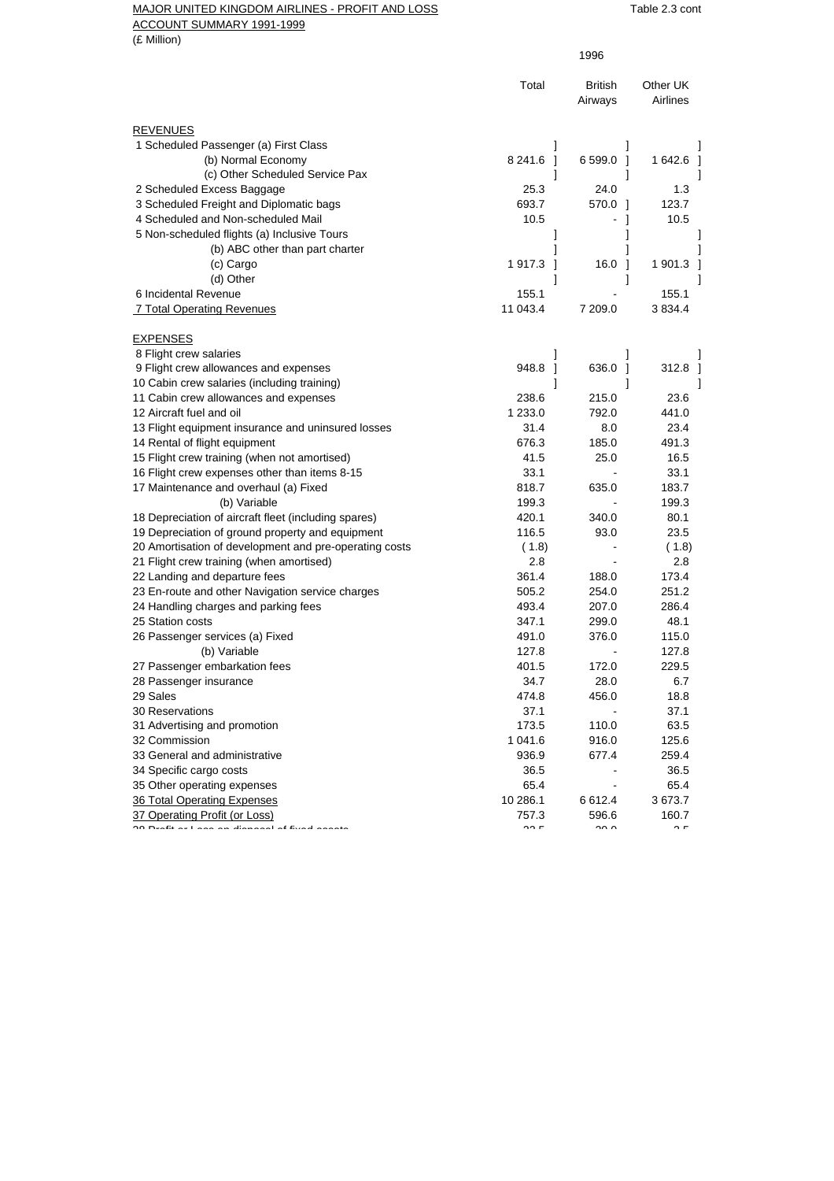MAJOR UNITED KINGDOM AIRLINES - PROFIT AND LOSS ACCOUNT SUMMARY 1991-1999

(£ Million)

Table 2.3 cont

| | 1996 | | |
|---|---|---|---|
| | Total | British Airways | Other UK Airlines |
| **REVENUES** | | | |
| 1 Scheduled Passenger (a) First Class | ] | ] | ] |
| (b) Normal Economy | 8 241.6 ] | 6 599.0 ] | 1 642.6 ] |
| (c) Other Scheduled Service Pax | ] | ] | ] |
| 2 Scheduled Excess Baggage | 25.3 | 24.0 | 1.3 |
| 3 Scheduled Freight and Diplomatic bags | 693.7 | 570.0 ] | 123.7 |
| 4 Scheduled and Non-scheduled Mail | 10.5 | - ] | 10.5 |
| 5 Non-scheduled flights (a) Inclusive Tours | ] | ] | ] |
| (b) ABC other than part charter | ] | ] | ] |
| (c) Cargo | 1 917.3 ] | 16.0 ] | 1 901.3 ] |
| (d) Other | ] | ] | ] |
| 6 Incidental Revenue | 155.1 | - | 155.1 |
| 7 Total Operating Revenues | 11 043.4 | 7 209.0 | 3 834.4 |
| **EXPENSES** | | | |
| 8 Flight crew salaries | ] | ] | ] |
| 9 Flight crew allowances and expenses | 948.8 ] | 636.0 ] | 312.8 ] |
| 10 Cabin crew salaries (including training) | ] | ] | ] |
| 11 Cabin crew allowances and expenses | 238.6 | 215.0 | 23.6 |
| 12 Aircraft fuel and oil | 1 233.0 | 792.0 | 441.0 |
| 13 Flight equipment insurance and uninsured losses | 31.4 | 8.0 | 23.4 |
| 14 Rental of flight equipment | 676.3 | 185.0 | 491.3 |
| 15 Flight crew training (when not amortised) | 41.5 | 25.0 | 16.5 |
| 16 Flight crew expenses other than items 8-15 | 33.1 | - | 33.1 |
| 17 Maintenance and overhaul (a) Fixed | 818.7 | 635.0 | 183.7 |
| (b) Variable | 199.3 | - | 199.3 |
| 18 Depreciation of aircraft fleet (including spares) | 420.1 | 340.0 | 80.1 |
| 19 Depreciation of ground property and equipment | 116.5 | 93.0 | 23.5 |
| 20 Amortisation of development and pre-operating costs | ( 1.8) | - | ( 1.8) |
| 21 Flight crew training (when amortised) | 2.8 | - | 2.8 |
| 22 Landing and departure fees | 361.4 | 188.0 | 173.4 |
| 23 En-route and other Navigation service charges | 505.2 | 254.0 | 251.2 |
| 24 Handling charges and parking fees | 493.4 | 207.0 | 286.4 |
| 25 Station costs | 347.1 | 299.0 | 48.1 |
| 26 Passenger services (a) Fixed | 491.0 | 376.0 | 115.0 |
| (b) Variable | 127.8 | - | 127.8 |
| 27 Passenger embarkation fees | 401.5 | 172.0 | 229.5 |
| 28 Passenger insurance | 34.7 | 28.0 | 6.7 |
| 29 Sales | 474.8 | 456.0 | 18.8 |
| 30 Reservations | 37.1 | - | 37.1 |
| 31 Advertising and promotion | 173.5 | 110.0 | 63.5 |
| 32 Commission | 1 041.6 | 916.0 | 125.6 |
| 33 General and administrative | 936.9 | 677.4 | 259.4 |
| 34 Specific cargo costs | 36.5 | - | 36.5 |
| 35 Other operating expenses | 65.4 | - | 65.4 |
| 36 Total Operating Expenses | 10 286.1 | 6 612.4 | 3 673.7 |
| 37 Operating Profit (or Loss) | 757.3 | 596.6 | 160.7 |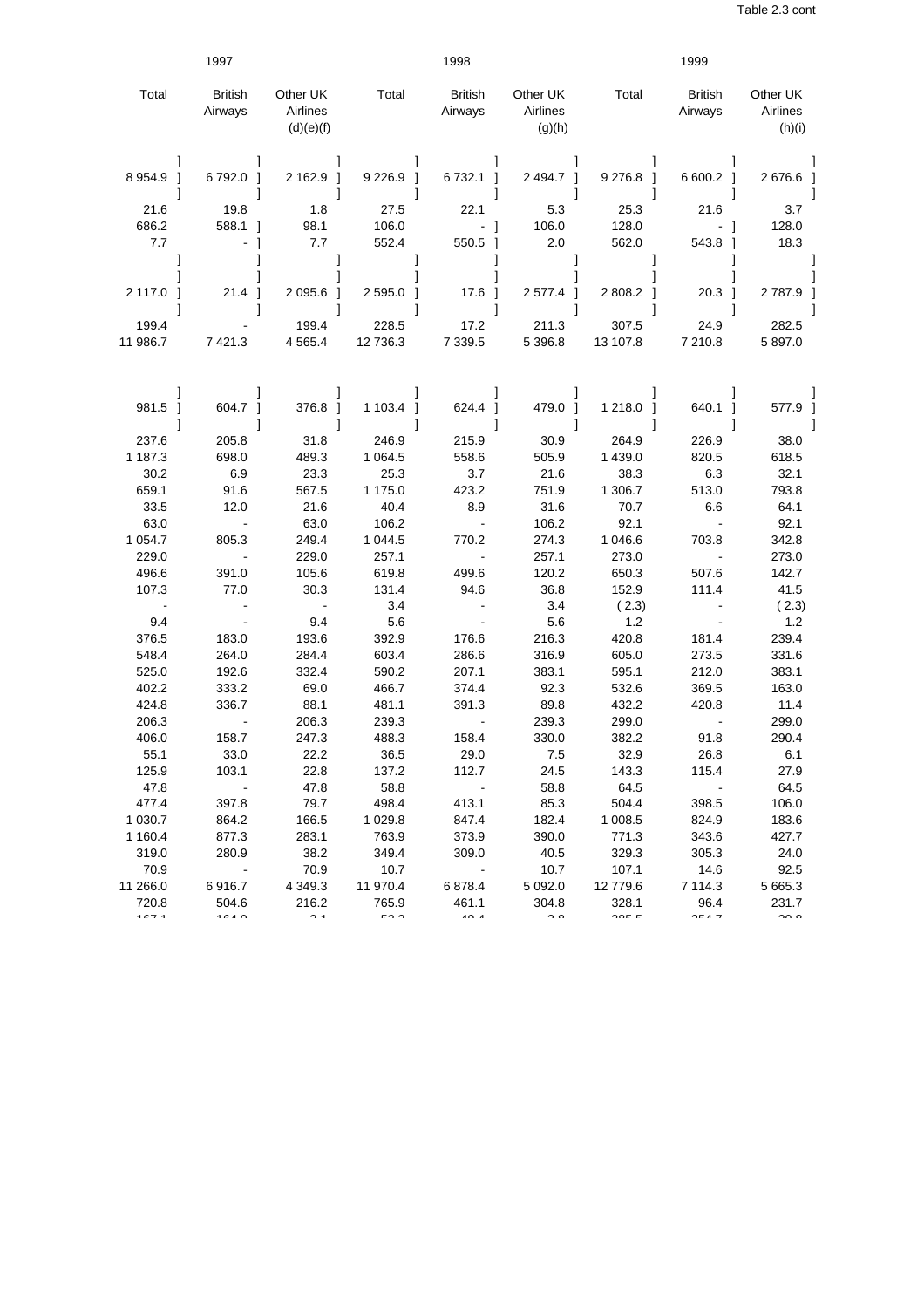Table 2.3 cont

| 1997 | | | 1998 | | | 1999 | | |
|---|---|---|---|---|---|---|---|---|
| Total | British Airways | Other UK Airlines (d)(e)(f) | Total | British Airways | Other UK Airlines (g)(h) | Total | British Airways | Other UK Airlines (h)(i) |
| 8 954.9 ] | 6 792.0 ] | 2 162.9 ] | 9 226.9 ] | 6 732.1 ] | 2 494.7 ] | 9 276.8 ] | 6 600.2 ] | 2 676.6 ] |
| 21.6 | 19.8 | 1.8 | 27.5 | 22.1 | 5.3 | 25.3 | 21.6 | 3.7 |
| 686.2 | 588.1 ] | 98.1 | 106.0 | - ] | 106.0 | 128.0 | - ] | 128.0 |
| 7.7 | - ] | 7.7 | 552.4 | 550.5 ] | 2.0 | 562.0 | 543.8 ] | 18.3 |
| 2 117.0 ] | 21.4 ] | 2 095.6 ] | 2 595.0 ] | 17.6 ] | 2 577.4 ] | 2 808.2 ] | 20.3 ] | 2 787.9 ] |
| 199.4 | - | 199.4 | 228.5 | 17.2 | 211.3 | 307.5 | 24.9 | 282.5 |
| 11 986.7 | 7 421.3 | 4 565.4 | 12 736.3 | 7 339.5 | 5 396.8 | 13 107.8 | 7 210.8 | 5 897.0 |
| | | | | | | | | |
| 981.5 ] | 604.7 ] | 376.8 ] | 1 103.4 ] | 624.4 ] | 479.0 ] | 1 218.0 ] | 640.1 ] | 577.9 ] |
| 237.6 | 205.8 | 31.8 | 246.9 | 215.9 | 30.9 | 264.9 | 226.9 | 38.0 |
| 1 187.3 | 698.0 | 489.3 | 1 064.5 | 558.6 | 505.9 | 1 439.0 | 820.5 | 618.5 |
| 30.2 | 6.9 | 23.3 | 25.3 | 3.7 | 21.6 | 38.3 | 6.3 | 32.1 |
| 659.1 | 91.6 | 567.5 | 1 175.0 | 423.2 | 751.9 | 1 306.7 | 513.0 | 793.8 |
| 33.5 | 12.0 | 21.6 | 40.4 | 8.9 | 31.6 | 70.7 | 6.6 | 64.1 |
| 63.0 | - | 63.0 | 106.2 | - | 106.2 | 92.1 | - | 92.1 |
| 1 054.7 | 805.3 | 249.4 | 1 044.5 | 770.2 | 274.3 | 1 046.6 | 703.8 | 342.8 |
| 229.0 | - | 229.0 | 257.1 | - | 257.1 | 273.0 | - | 273.0 |
| 496.6 | 391.0 | 105.6 | 619.8 | 499.6 | 120.2 | 650.3 | 507.6 | 142.7 |
| 107.3 | 77.0 | 30.3 | 131.4 | 94.6 | 36.8 | 152.9 | 111.4 | 41.5 |
| - | - | - | 3.4 | - | 3.4 | ( 2.3) | - | ( 2.3) |
| 9.4 | - | 9.4 | 5.6 | - | 5.6 | 1.2 | - | 1.2 |
| 376.5 | 183.0 | 193.6 | 392.9 | 176.6 | 216.3 | 420.8 | 181.4 | 239.4 |
| 548.4 | 264.0 | 284.4 | 603.4 | 286.6 | 316.9 | 605.0 | 273.5 | 331.6 |
| 525.0 | 192.6 | 332.4 | 590.2 | 207.1 | 383.1 | 595.1 | 212.0 | 383.1 |
| 402.2 | 333.2 | 69.0 | 466.7 | 374.4 | 92.3 | 532.6 | 369.5 | 163.0 |
| 424.8 | 336.7 | 88.1 | 481.1 | 391.3 | 89.8 | 432.2 | 420.8 | 11.4 |
| 206.3 | - | 206.3 | 239.3 | - | 239.3 | 299.0 | - | 299.0 |
| 406.0 | 158.7 | 247.3 | 488.3 | 158.4 | 330.0 | 382.2 | 91.8 | 290.4 |
| 55.1 | 33.0 | 22.2 | 36.5 | 29.0 | 7.5 | 32.9 | 26.8 | 6.1 |
| 125.9 | 103.1 | 22.8 | 137.2 | 112.7 | 24.5 | 143.3 | 115.4 | 27.9 |
| 47.8 | - | 47.8 | 58.8 | - | 58.8 | 64.5 | - | 64.5 |
| 477.4 | 397.8 | 79.7 | 498.4 | 413.1 | 85.3 | 504.4 | 398.5 | 106.0 |
| 1 030.7 | 864.2 | 166.5 | 1 029.8 | 847.4 | 182.4 | 1 008.5 | 824.9 | 183.6 |
| 1 160.4 | 877.3 | 283.1 | 763.9 | 373.9 | 390.0 | 771.3 | 343.6 | 427.7 |
| 319.0 | 280.9 | 38.2 | 349.4 | 309.0 | 40.5 | 329.3 | 305.3 | 24.0 |
| 70.9 | - | 70.9 | 10.7 | - | 10.7 | 107.1 | 14.6 | 92.5 |
| 11 266.0 | 6 916.7 | 4 349.3 | 11 970.4 | 6 878.4 | 5 092.0 | 12 779.6 | 7 114.3 | 5 665.3 |
| 720.8 | 504.6 | 216.2 | 765.9 | 461.1 | 304.8 | 328.1 | 96.4 | 231.7 |